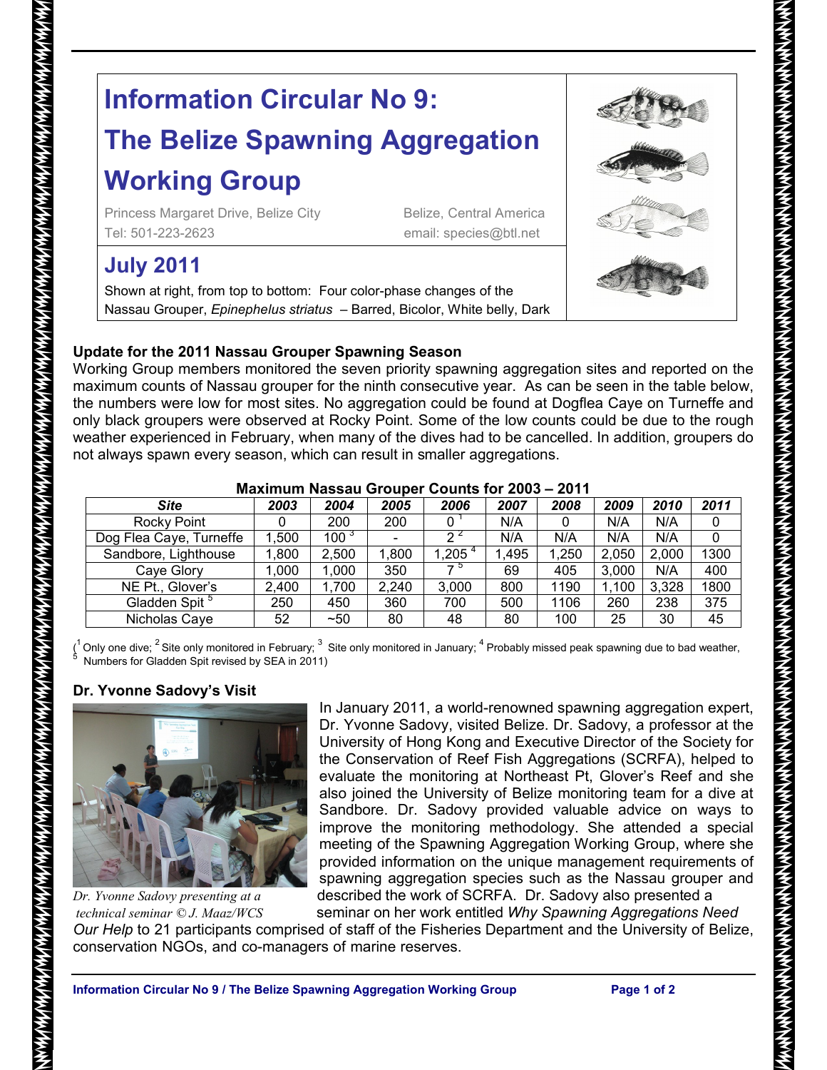# Information Circular No 9:

# The Belize Spawning Aggregation Working Group

Princess Margaret Drive, Belize City
Tel: 501-223-2623

Belize, Central America
email: species@btl.net

## July 2011

Shown at right, from top to bottom: Four color-phase changes of the Nassau Grouper, *Epinephelus striatus* – Barred, Bicolor, White belly, Dark

### Update for the 2011 Nassau Grouper Spawning Season

Working Group members monitored the seven priority spawning aggregation sites and reported on the maximum counts of Nassau grouper for the ninth consecutive year. As can be seen in the table below, the numbers were low for most sites. No aggregation could be found at Dogflea Caye on Turneffe and only black groupers were observed at Rocky Point. Some of the low counts could be due to the rough weather experienced in February, when many of the dives had to be cancelled. In addition, groupers do not always spawn every season, which can result in smaller aggregations.

**Maximum Nassau Grouper Counts for 2003 – 2011**

| *Site* | *2003* | *2004* | *2005* | *2006* | *2007* | *2008* | *2009* | *2010* | *2011* |
|---|---|---|---|---|---|---|---|---|---|
| Rocky Point | 0 | 200 | 200 | 0 [1] | N/A | 0 | N/A | N/A | 0 |
| Dog Flea Caye, Turneffe | 1,500 | 100 [3] | - | 2 [2] | N/A | N/A | N/A | N/A | 0 |
| Sandbore, Lighthouse | 1,800 | 2,500 | 1,800 | 1,205 [4] | 1,495 | 1,250 | 2,050 | 2,000 | 1300 |
| Caye Glory | 1,000 | 1,000 | 350 | 7 [5] | 69 | 405 | 3,000 | N/A | 400 |
| NE Pt., Glover's | 2,400 | 1,700 | 2,240 | 3,000 | 800 | 1190 | 1,100 | 3,328 | 1800 |
| Gladden Spit [5] | 250 | 450 | 360 | 700 | 500 | 1106 | 260 | 238 | 375 |
| Nicholas Caye | 52 | ~50 | 80 | 48 | 80 | 100 | 25 | 30 | 45 |

([1] Only one dive; [2] Site only monitored in February; [3] Site only monitored in January; [4] Probably missed peak spawning due to bad weather, [5] Numbers for Gladden Spit revised by SEA in 2011)

### Dr. Yvonne Sadovy's Visit

*Dr. Yvonne Sadovy presenting at a technical seminar © J. Maaz/WCS*

In January 2011, a world-renowned spawning aggregation expert, Dr. Yvonne Sadovy, visited Belize. Dr. Sadovy, a professor at the University of Hong Kong and Executive Director of the Society for the Conservation of Reef Fish Aggregations (SCRFA), helped to evaluate the monitoring at Northeast Pt, Glover's Reef and she also joined the University of Belize monitoring team for a dive at Sandbore. Dr. Sadovy provided valuable advice on ways to improve the monitoring methodology. She attended a special meeting of the Spawning Aggregation Working Group, where she provided information on the unique management requirements of spawning aggregation species such as the Nassau grouper and described the work of SCRFA. Dr. Sadovy also presented a seminar on her work entitled *Why Spawning Aggregations Need Our Help* to 21 participants comprised of staff of the Fisheries Department and the University of Belize, conservation NGOs, and co-managers of marine reserves.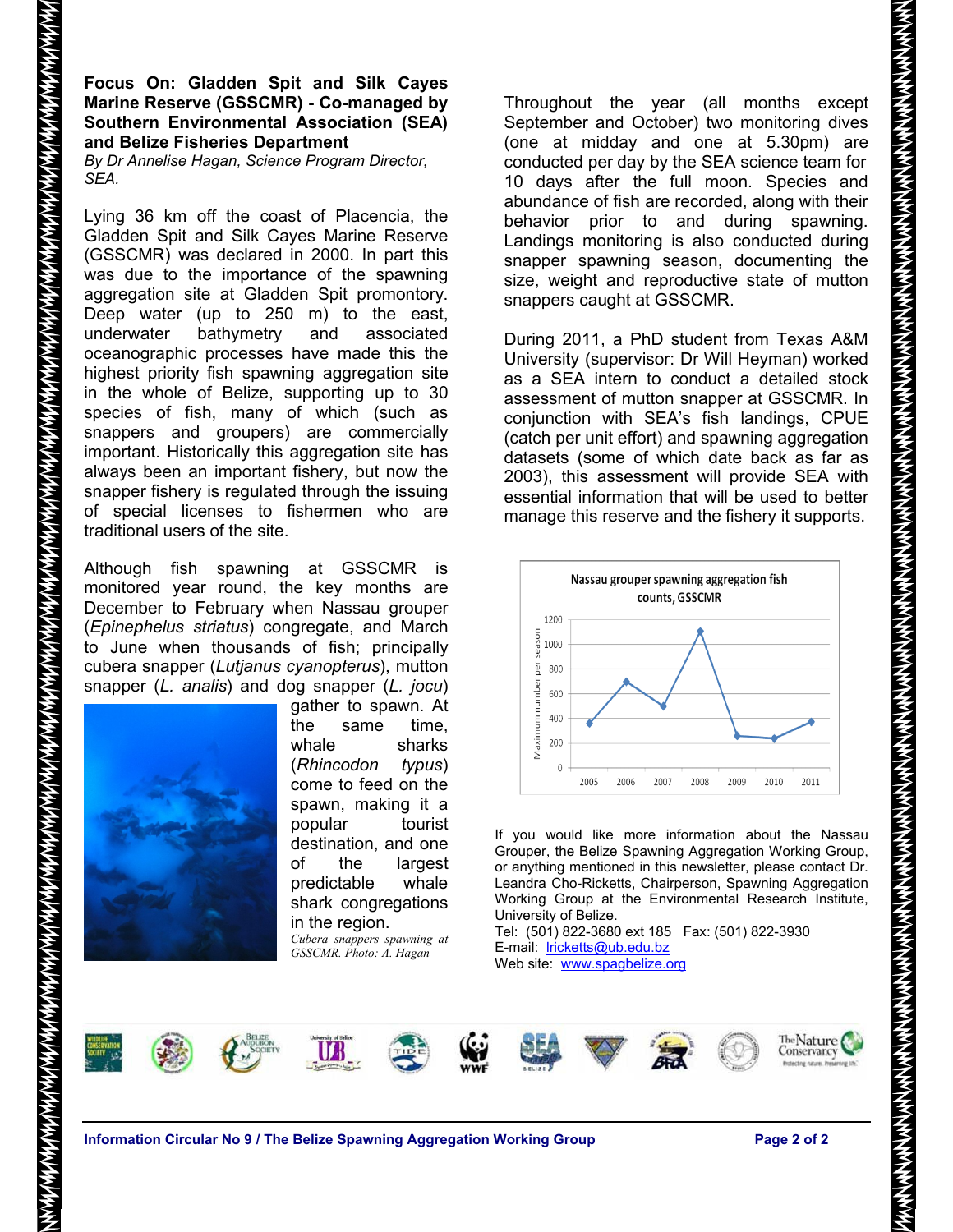**Focus On: Gladden Spit and Silk Cayes Marine Reserve (GSSCMR) - Co-managed by Southern Environmental Association (SEA) and Belize Fisheries Department**

*By Dr Annelise Hagan, Science Program Director, SEA.*

Lying 36 km off the coast of Placencia, the Gladden Spit and Silk Cayes Marine Reserve (GSSCMR) was declared in 2000. In part this was due to the importance of the spawning aggregation site at Gladden Spit promontory. Deep water (up to 250 m) to the east, underwater bathymetry and associated oceanographic processes have made this the highest priority fish spawning aggregation site in the whole of Belize, supporting up to 30 species of fish, many of which (such as snappers and groupers) are commercially important. Historically this aggregation site has always been an important fishery, but now the snapper fishery is regulated through the issuing of special licenses to fishermen who are traditional users of the site.

Although fish spawning at GSSCMR is monitored year round, the key months are December to February when Nassau grouper (*Epinephelus striatus*) congregate, and March to June when thousands of fish; principally cubera snapper (*Lutjanus cyanopterus*), mutton snapper (*L. analis*) and dog snapper (*L. jocu*) gather to spawn. At the same time, whale sharks (*Rhincodon typus*) come to feed on the spawn, making it a popular tourist destination, and one of the largest predictable whale shark congregations in the region.

*Cubera snappers spawning at GSSCMR. Photo: A. Hagan*

Throughout the year (all months except September and October) two monitoring dives (one at midday and one at 5.30pm) are conducted per day by the SEA science team for 10 days after the full moon. Species and abundance of fish are recorded, along with their behavior prior to and during spawning. Landings monitoring is also conducted during snapper spawning season, documenting the size, weight and reproductive state of mutton snappers caught at GSSCMR.

During 2011, a PhD student from Texas A&M University (supervisor: Dr Will Heyman) worked as a SEA intern to conduct a detailed stock assessment of mutton snapper at GSSCMR. In conjunction with SEA's fish landings, CPUE (catch per unit effort) and spawning aggregation datasets (some of which date back as far as 2003), this assessment will provide SEA with essential information that will be used to better manage this reserve and the fishery it supports.

Nassau grouper spawning aggregation fish counts, GSSCMR

Maximum number per season

1200
1000
800
600
400
200
0

2005 2006 2007 2008 2009 2010 2011

If you would like more information about the Nassau Grouper, the Belize Spawning Aggregation Working Group, or anything mentioned in this newsletter, please contact Dr. Leandra Cho-Ricketts, Chairperson, Spawning Aggregation Working Group at the Environmental Research Institute, University of Belize.
Tel: (501) 822-3680 ext 185 Fax: (501) 822-3930
E-mail: lricketts@ub.edu.bz
Web site: www.spagbelize.org